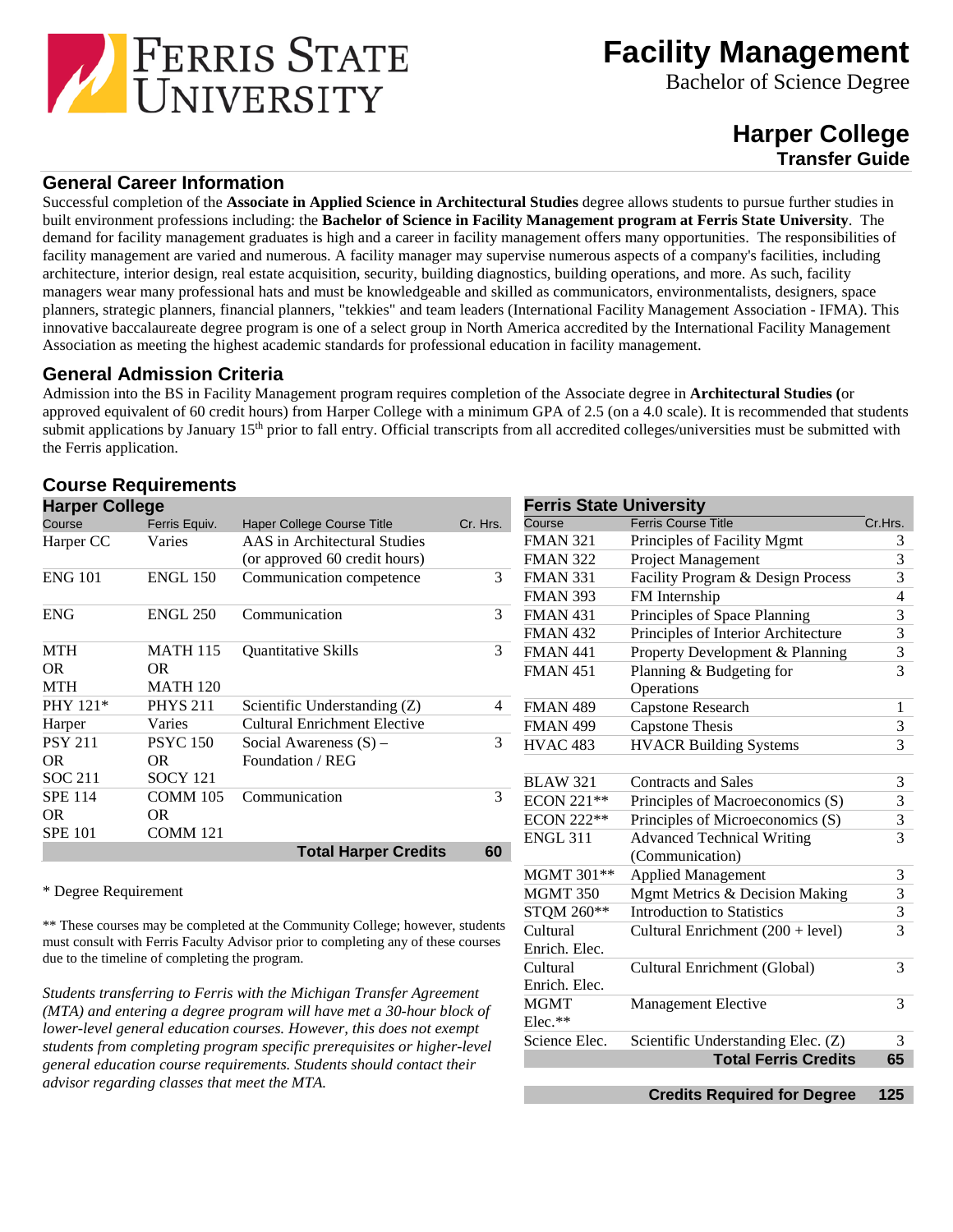# Ferris State University

# Facility Management

Bachelor of Science Degree

## Harper College

### Transfer Guide

## General Career Information

Successful completion of the **Associate in Applied Science in Architectural Studies** degree allows students to pursue further studies in built environment professions including: the **Bachelor of Science in Facility Management program at Ferris State University**. The demand for facility management graduates is high and a career in facility management offers many opportunities. The responsibilities of facility management are varied and numerous. A facility manager may supervise numerous aspects of a company's facilities, including architecture, interior design, real estate acquisition, security, building diagnostics, building operations, and more. As such, facility managers wear many professional hats and must be knowledgeable and skilled as communicators, environmentalists, designers, space planners, strategic planners, financial planners, "tekkies" and team leaders (International Facility Management Association - IFMA). This innovative baccalaureate degree program is one of a select group in North America accredited by the International Facility Management Association as meeting the highest academic standards for professional education in facility management.

## General Admission Criteria

Admission into the BS in Facility Management program requires completion of the Associate degree in **Architectural Studies (**or approved equivalent of 60 credit hours) from Harper College with a minimum GPA of 2.5 (on a 4.0 scale). It is recommended that students submit applications by January 15th prior to fall entry. Official transcripts from all accredited colleges/universities must be submitted with the Ferris application.

## Course Requirements

### Harper College

| Course | Ferris Equiv. | Haper College Course Title | Cr. Hrs. |
|---|---|---|---|
| Harper CC | Varies | AAS in Architectural Studies (or approved 60 credit hours) | |
| ENG 101 | ENGL 150 | Communication competence | 3 |
| ENG | ENGL 250 | Communication | 3 |
| MTH OR MTH | MATH 115 OR MATH 120 | Quantitative Skills | 3 |
| PHY 121* | PHYS 211 | Scientific Understanding (Z) | 4 |
| Harper | Varies | Cultural Enrichment Elective | |
| PSY 211 OR SOC 211 | PSYC 150 OR SOCY 121 | Social Awareness (S) – Foundation / REG | 3 |
| SPE 114 OR SPE 101 | COMM 105 OR COMM 121 | Communication | 3 |
| | | **Total Harper Credits** | **60** |

\* Degree Requirement

** These courses may be completed at the Community College; however, students must consult with Ferris Faculty Advisor prior to completing any of these courses due to the timeline of completing the program.

*Students transferring to Ferris with the Michigan Transfer Agreement (MTA) and entering a degree program will have met a 30-hour block of lower-level general education courses. However, this does not exempt students from completing program specific prerequisites or higher-level general education course requirements. Students should contact their advisor regarding classes that meet the MTA.*

### Ferris State University

| Course | Ferris Course Title | Cr.Hrs. |
|---|---|---|
| FMAN 321 | Principles of Facility Mgmt | 3 |
| FMAN 322 | Project Management | 3 |
| FMAN 331 | Facility Program & Design Process | 3 |
| FMAN 393 | FM Internship | 4 |
| FMAN 431 | Principles of Space Planning | 3 |
| FMAN 432 | Principles of Interior Architecture | 3 |
| FMAN 441 | Property Development & Planning | 3 |
| FMAN 451 | Planning & Budgeting for Operations | 3 |
| FMAN 489 | Capstone Research | 1 |
| FMAN 499 | Capstone Thesis | 3 |
| HVAC 483 | HVACR Building Systems | 3 |
| BLAW 321 | Contracts and Sales | 3 |
| ECON 221** | Principles of Macroeconomics (S) | 3 |
| ECON 222** | Principles of Microeconomics (S) | 3 |
| ENGL 311 | Advanced Technical Writing (Communication) | 3 |
| MGMT 301** | Applied Management | 3 |
| MGMT 350 | Mgmt Metrics & Decision Making | 3 |
| STQM 260** | Introduction to Statistics | 3 |
| Cultural Enrich. Elec. | Cultural Enrichment (200 + level) | 3 |
| Cultural Enrich. Elec. | Cultural Enrichment (Global) | 3 |
| MGMT Elec.** | Management Elective | 3 |
| Science Elec. | Scientific Understanding Elec. (Z) | 3 |
| | **Total Ferris Credits** | **65** |
| | **Credits Required for Degree** | **125** |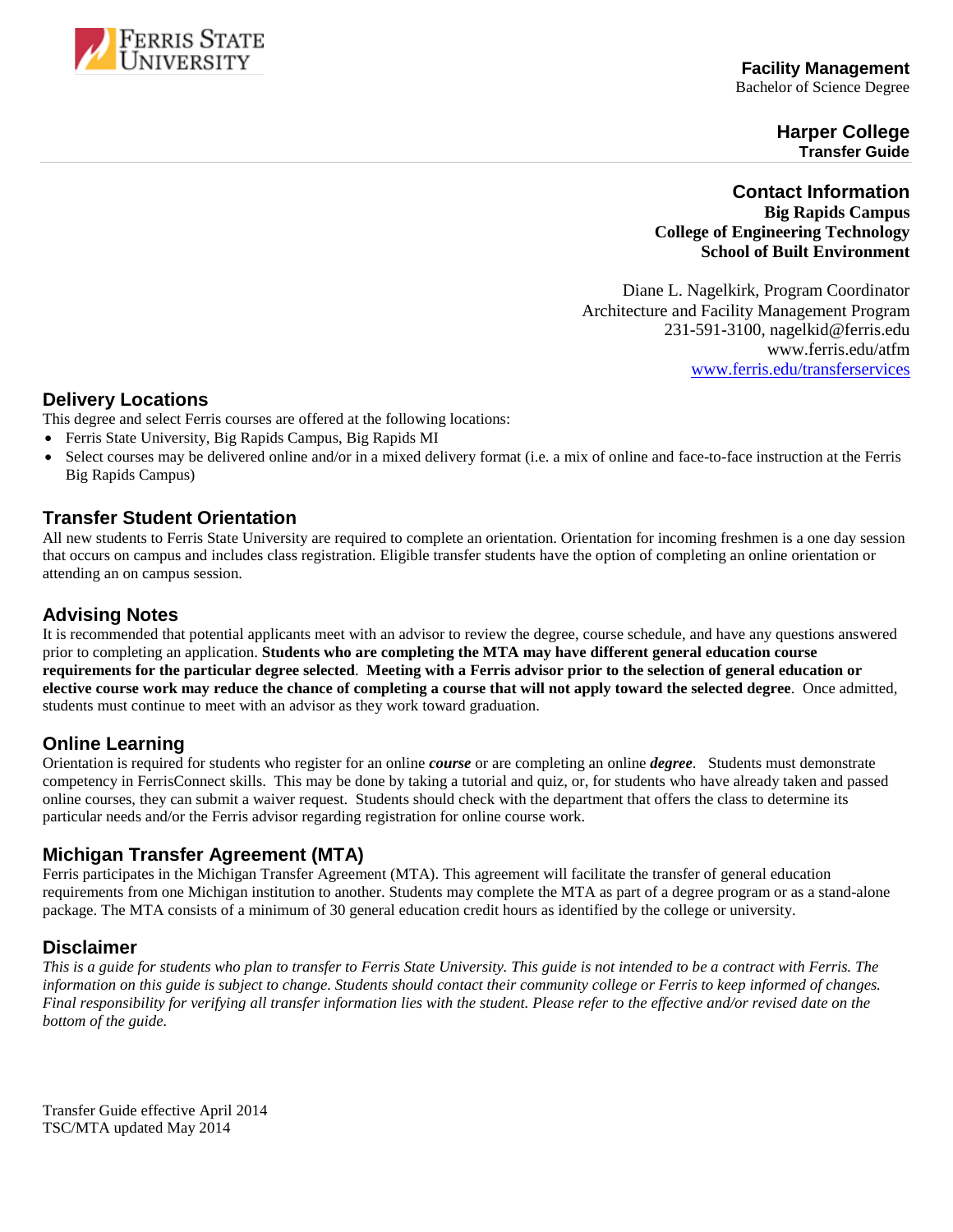Ferris State University

**Facility Management**
Bachelor of Science Degree

**Harper College**
**Transfer Guide**

## Contact Information

**Big Rapids Campus**
**College of Engineering Technology**
**School of Built Environment**

Diane L. Nagelkirk, Program Coordinator
Architecture and Facility Management Program
231-591-3100, nagelkid@ferris.edu
www.ferris.edu/atfm
www.ferris.edu/transferservices

## Delivery Locations

This degree and select Ferris courses are offered at the following locations:

- Ferris State University, Big Rapids Campus, Big Rapids MI
- Select courses may be delivered online and/or in a mixed delivery format (i.e. a mix of online and face-to-face instruction at the Ferris Big Rapids Campus)

## Transfer Student Orientation

All new students to Ferris State University are required to complete an orientation. Orientation for incoming freshmen is a one day session that occurs on campus and includes class registration. Eligible transfer students have the option of completing an online orientation or attending an on campus session.

## Advising Notes

It is recommended that potential applicants meet with an advisor to review the degree, course schedule, and have any questions answered prior to completing an application. **Students who are completing the MTA may have different general education course requirements for the particular degree selected**. **Meeting with a Ferris advisor prior to the selection of general education or elective course work may reduce the chance of completing a course that will not apply toward the selected degree**. Once admitted, students must continue to meet with an advisor as they work toward graduation.

## Online Learning

Orientation is required for students who register for an online ***course*** or are completing an online ***degree***. Students must demonstrate competency in FerrisConnect skills. This may be done by taking a tutorial and quiz, or, for students who have already taken and passed online courses, they can submit a waiver request. Students should check with the department that offers the class to determine its particular needs and/or the Ferris advisor regarding registration for online course work.

## Michigan Transfer Agreement (MTA)

Ferris participates in the Michigan Transfer Agreement (MTA). This agreement will facilitate the transfer of general education requirements from one Michigan institution to another. Students may complete the MTA as part of a degree program or as a stand-alone package. The MTA consists of a minimum of 30 general education credit hours as identified by the college or university.

## Disclaimer

*This is a guide for students who plan to transfer to Ferris State University. This guide is not intended to be a contract with Ferris. The information on this guide is subject to change. Students should contact their community college or Ferris to keep informed of changes. Final responsibility for verifying all transfer information lies with the student. Please refer to the effective and/or revised date on the bottom of the guide.*

Transfer Guide effective April 2014
TSC/MTA updated May 2014